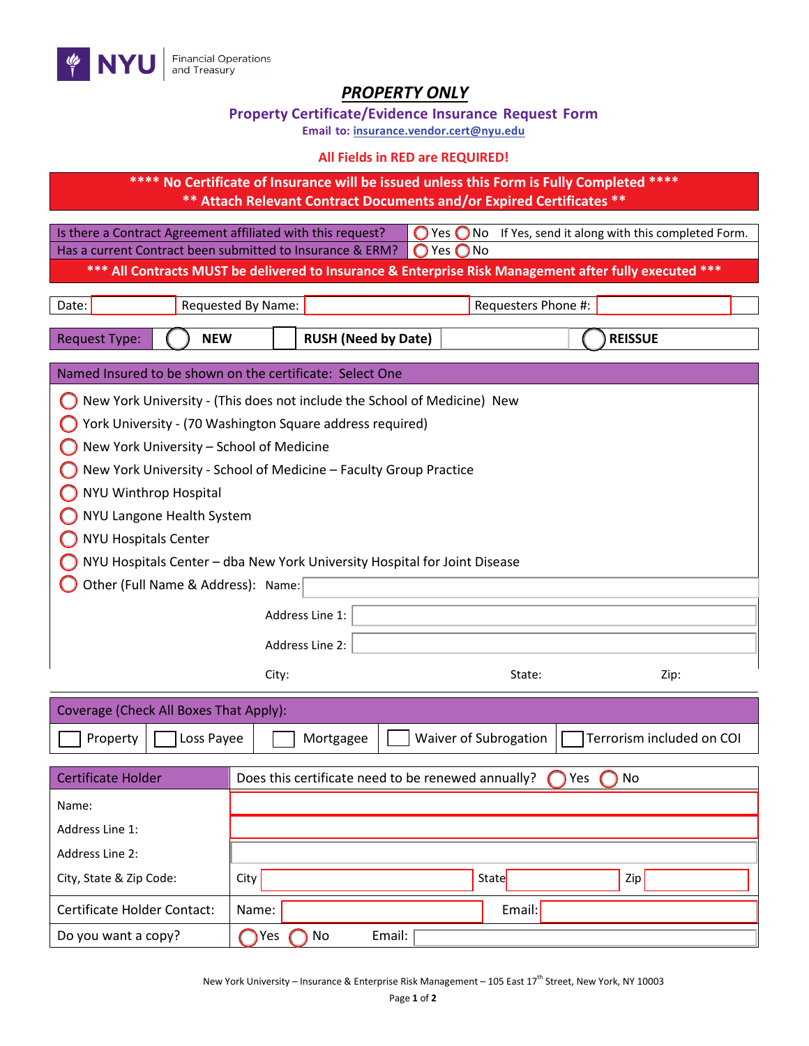NYU Financial Operations and Treasury

# *PROPERTY ONLY*

## Property Certificate/Evidence Insurance Request Form

**Email to: insurance.vendor.cert@nyu.edu**

**All Fields in RED are REQUIRED!**

**\*\*\*\* No Certificate of Insurance will be issued unless this Form is Fully Completed \*\*\*\***
**\*\* Attach Relevant Contract Documents and/or Expired Certificates \*\***

| | |
|---|---|
| Is there a Contract Agreement affiliated with this request? | ◯ Yes ◯ No If Yes, send it along with this completed Form. |
| Has a current Contract been submitted to Insurance & ERM? | ◯ Yes ◯ No |

**\*\*\* All Contracts MUST be delivered to Insurance & Enterprise Risk Management after fully executed \*\*\***

Date: ______ Requested By Name: ______ Requesters Phone #: ______

Request Type: ◯ **NEW** ☐ **RUSH (Need by Date)** ______ ◯ **REISSUE**

### Named Insured to be shown on the certificate: Select One

- ◯ New York University - (This does not include the School of Medicine) New
- ◯ York University - (70 Washington Square address required)
- ◯ New York University – School of Medicine
- ◯ New York University - School of Medicine – Faculty Group Practice
- ◯ NYU Winthrop Hospital
- ◯ NYU Langone Health System
- ◯ NYU Hospitals Center
- ◯ NYU Hospitals Center – dba New York University Hospital for Joint Disease
- ◯ Other (Full Name & Address): Name: ______

  Address Line 1: ______

  Address Line 2: ______

  City: ______ State: ______ Zip: ______

### Coverage (Check All Boxes That Apply):

☐ Property ☐ Loss Payee ☐ Mortgagee ☐ Waiver of Subrogation ☐ Terrorism included on COI

| Certificate Holder | Does this certificate need to be renewed annually? ◯ Yes ◯ No |
|---|---|
| Name: | |
| Address Line 1: | |
| Address Line 2: | |
| City, State & Zip Code: | City ______ State ______ Zip ______ |
| Certificate Holder Contact: | Name: ______ Email: ______ |
| Do you want a copy? | ◯ Yes ◯ No Email: ______ |

New York University – Insurance & Enterprise Risk Management – 105 East 17th Street, New York, NY 10003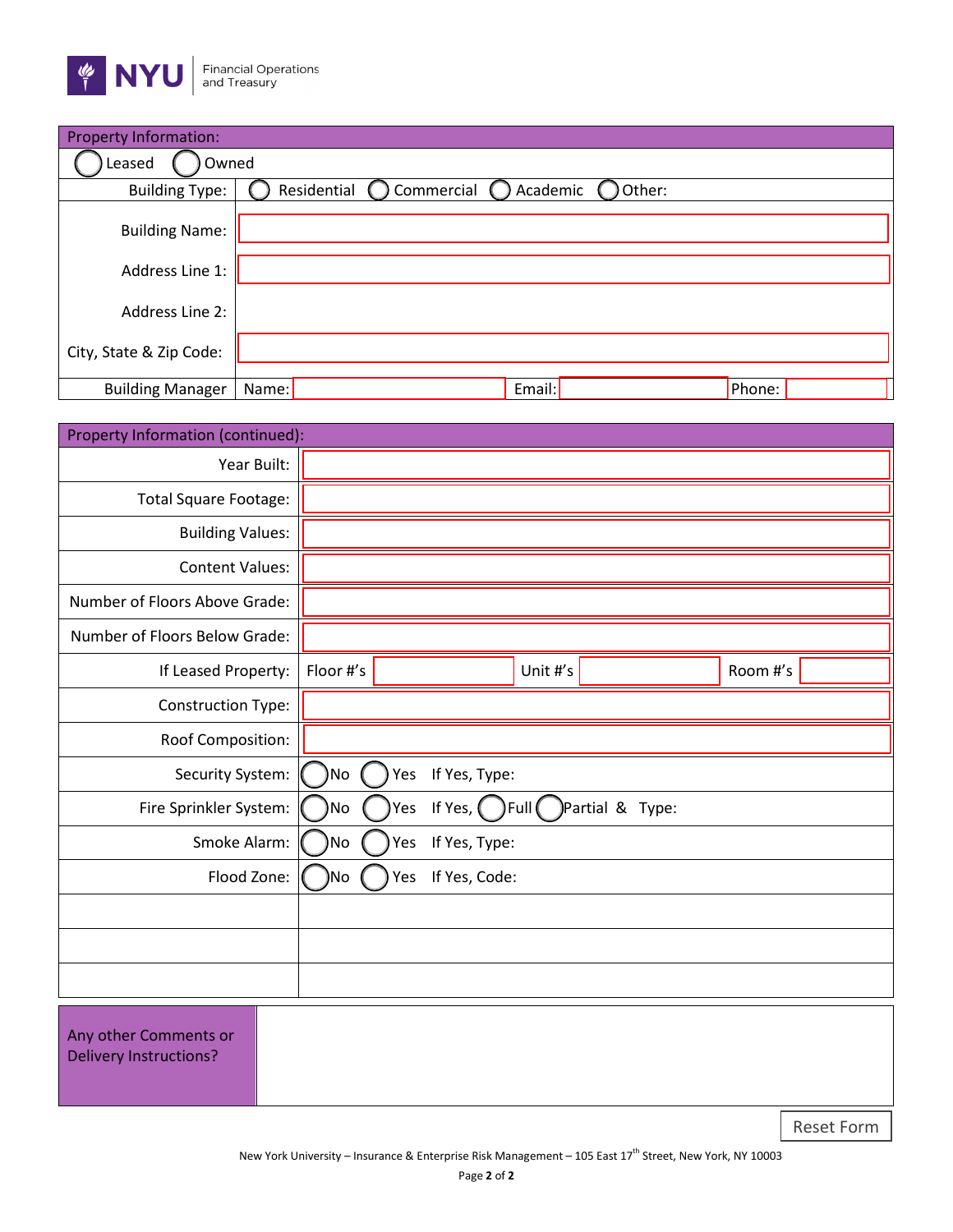NYU Financial Operations and Treasury

| Property Information: | | | |
|---|---|---|---|
| ◯ Leased ◯ Owned | | | |
| Building Type: | ◯ Residential ◯ Commercial ◯ Academic ◯ Other: | | |
| Building Name: | | | |
| Address Line 1: | | | |
| Address Line 2: | | | |
| City, State & Zip Code: | | | |
| Building Manager | Name: | Email: | Phone: |

| Property Information (continued): | | | |
|---|---|---|---|
| Year Built: | | | |
| Total Square Footage: | | | |
| Building Values: | | | |
| Content Values: | | | |
| Number of Floors Above Grade: | | | |
| Number of Floors Below Grade: | | | |
| If Leased Property: | Floor #'s | Unit #'s | Room #'s |
| Construction Type: | | | |
| Roof Composition: | | | |
| Security System: | ◯ No ◯ Yes If Yes, Type: | | |
| Fire Sprinkler System: | ◯ No ◯ Yes If Yes, ◯ Full ◯ Partial & Type: | | |
| Smoke Alarm: | ◯ No ◯ Yes If Yes, Type: | | |
| Flood Zone: | ◯ No ◯ Yes If Yes, Code: | | |
| | | | |
| | | | |
| | | | |

| | |
|---|---|
| Any other Comments or Delivery Instructions? | |

Reset Form

New York University – Insurance & Enterprise Risk Management – 105 East 17th Street, New York, NY 10003